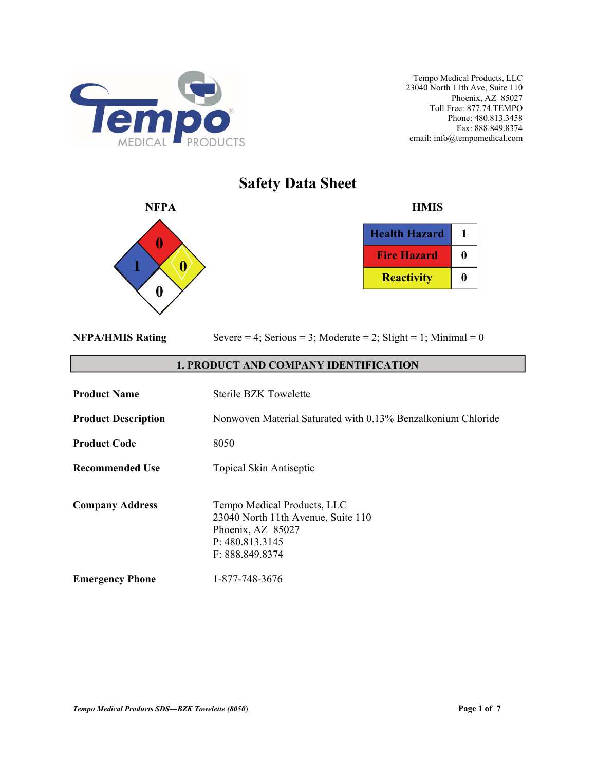Tempo Medical Products, LLC
23040 North 11th Ave, Suite 110
Phoenix, AZ 85027
Toll Free: 877.74.TEMPO
Phone: 480.813.3458
Fax: 888.849.8374
email: info@tempomedical.com

# Safety Data Sheet

**NFPA**

| Hazard | Rating |
|---|---|
| Health (blue) | 1 |
| Fire (red) | 0 |
| Reactivity (yellow) | 0 |
| Special (white) | 0 |

**HMIS**

| Hazard | Rating |
|---|---|
| Health Hazard | 1 |
| Fire Hazard | 0 |
| Reactivity | 0 |

**NFPA/HMIS Rating** Severe = 4; Serious = 3; Moderate = 2; Slight = 1; Minimal = 0

## 1. PRODUCT AND COMPANY IDENTIFICATION

**Product Name** Sterile BZK Towelette

**Product Description** Nonwoven Material Saturated with 0.13% Benzalkonium Chloride

**Product Code** 8050

**Recommended Use** Topical Skin Antiseptic

**Company Address** Tempo Medical Products, LLC
23040 North 11th Avenue, Suite 110
Phoenix, AZ 85027
P: 480.813.3145
F: 888.849.8374

**Emergency Phone** 1-877-748-3676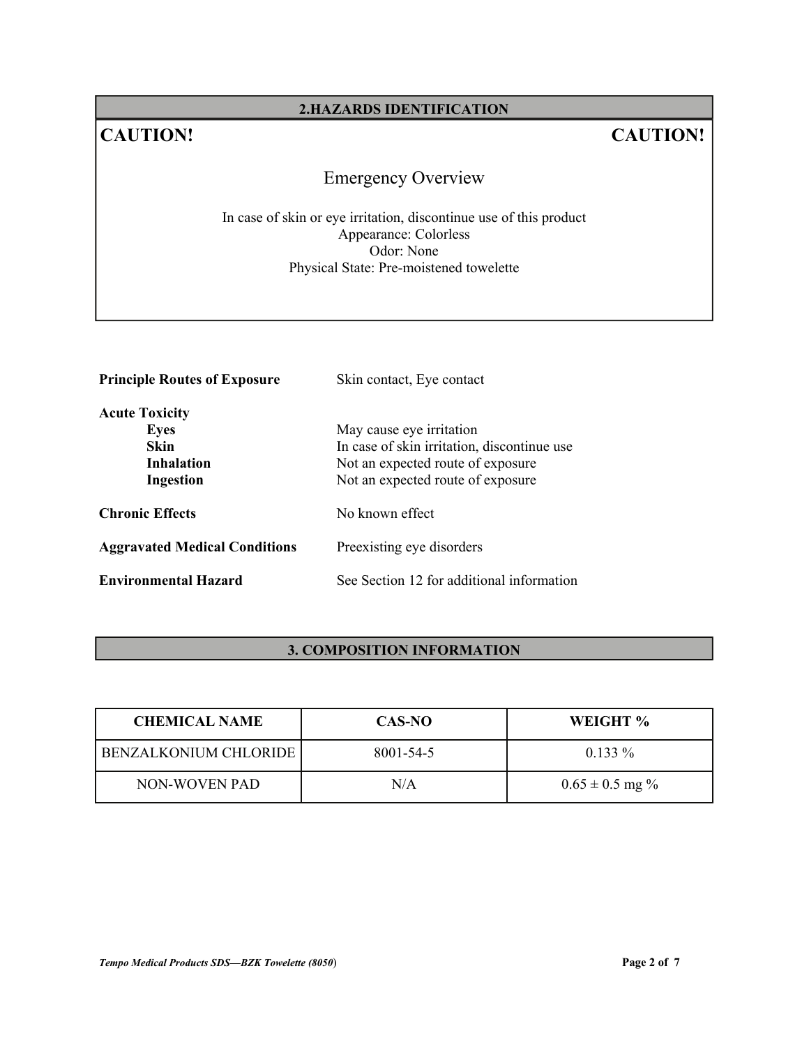## 2.HAZARDS IDENTIFICATION

**CAUTION!** **CAUTION!**

### Emergency Overview

In case of skin or eye irritation, discontinue use of this product
Appearance: Colorless
Odor: None
Physical State: Pre-moistened towelette

**Principle Routes of Exposure** Skin contact, Eye contact

**Acute Toxicity**

- **Eyes** May cause eye irritation
- **Skin** In case of skin irritation, discontinue use
- **Inhalation** Not an expected route of exposure
- **Ingestion** Not an expected route of exposure

**Chronic Effects** No known effect

**Aggravated Medical Conditions** Preexisting eye disorders

**Environmental Hazard** See Section 12 for additional information

## 3. COMPOSITION INFORMATION

| CHEMICAL NAME | CAS-NO | WEIGHT % |
| --- | --- | --- |
| BENZALKONIUM CHLORIDE | 8001-54-5 | 0.133 % |
| NON-WOVEN PAD | N/A | 0.65 ± 0.5 mg % |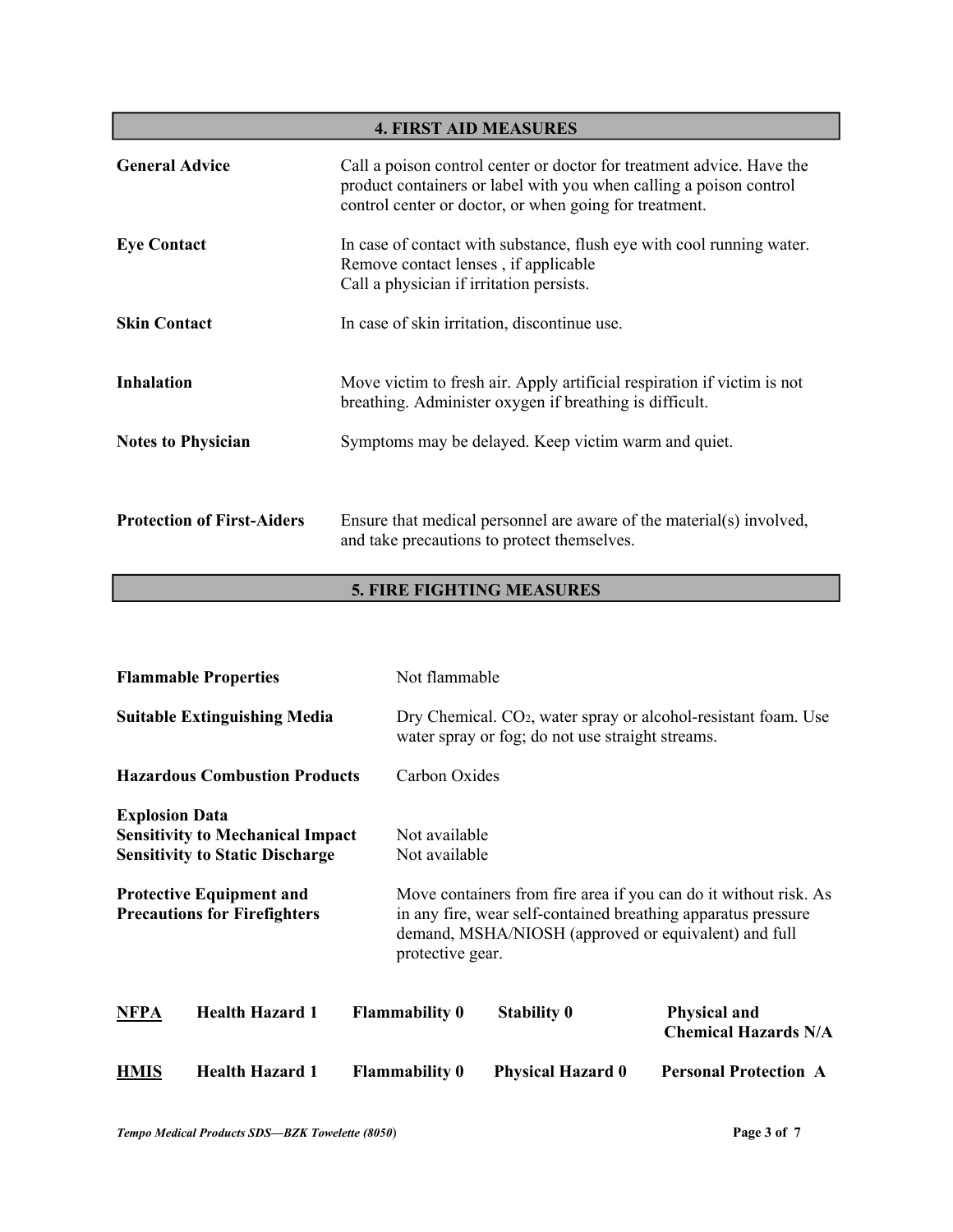## 4. FIRST AID MEASURES

| | |
|---|---|
| **General Advice** | Call a poison control center or doctor for treatment advice. Have the product containers or label with you when calling a poison control control center or doctor, or when going for treatment. |
| **Eye Contact** | In case of contact with substance, flush eye with cool running water. Remove contact lenses , if applicable Call a physician if irritation persists. |
| **Skin Contact** | In case of skin irritation, discontinue use. |
| **Inhalation** | Move victim to fresh air. Apply artificial respiration if victim is not breathing. Administer oxygen if breathing is difficult. |
| **Notes to Physician** | Symptoms may be delayed. Keep victim warm and quiet. |
| **Protection of First-Aiders** | Ensure that medical personnel are aware of the material(s) involved, and take precautions to protect themselves. |

## 5. FIRE FIGHTING MEASURES

| | |
|---|---|
| **Flammable Properties** | Not flammable |
| **Suitable Extinguishing Media** | Dry Chemical. $CO_2$, water spray or alcohol-resistant foam. Use water spray or fog; do not use straight streams. |
| **Hazardous Combustion Products** | Carbon Oxides |
| **Explosion Data** | |
| **Sensitivity to Mechanical Impact** | Not available |
| **Sensitivity to Static Discharge** | Not available |
| **Protective Equipment and Precautions for Firefighters** | Move containers from fire area if you can do it without risk. As in any fire, wear self-contained breathing apparatus pressure demand, MSHA/NIOSH (approved or equivalent) and full protective gear. |

| | | | | |
|---|---|---|---|---|
| **NFPA** | **Health Hazard 1** | **Flammability 0** | **Stability 0** | **Physical and Chemical Hazards N/A** |
| **HMIS** | **Health Hazard 1** | **Flammability 0** | **Physical Hazard 0** | **Personal Protection A** |

*Tempo Medical Products SDS—BZK Towelette (8050)*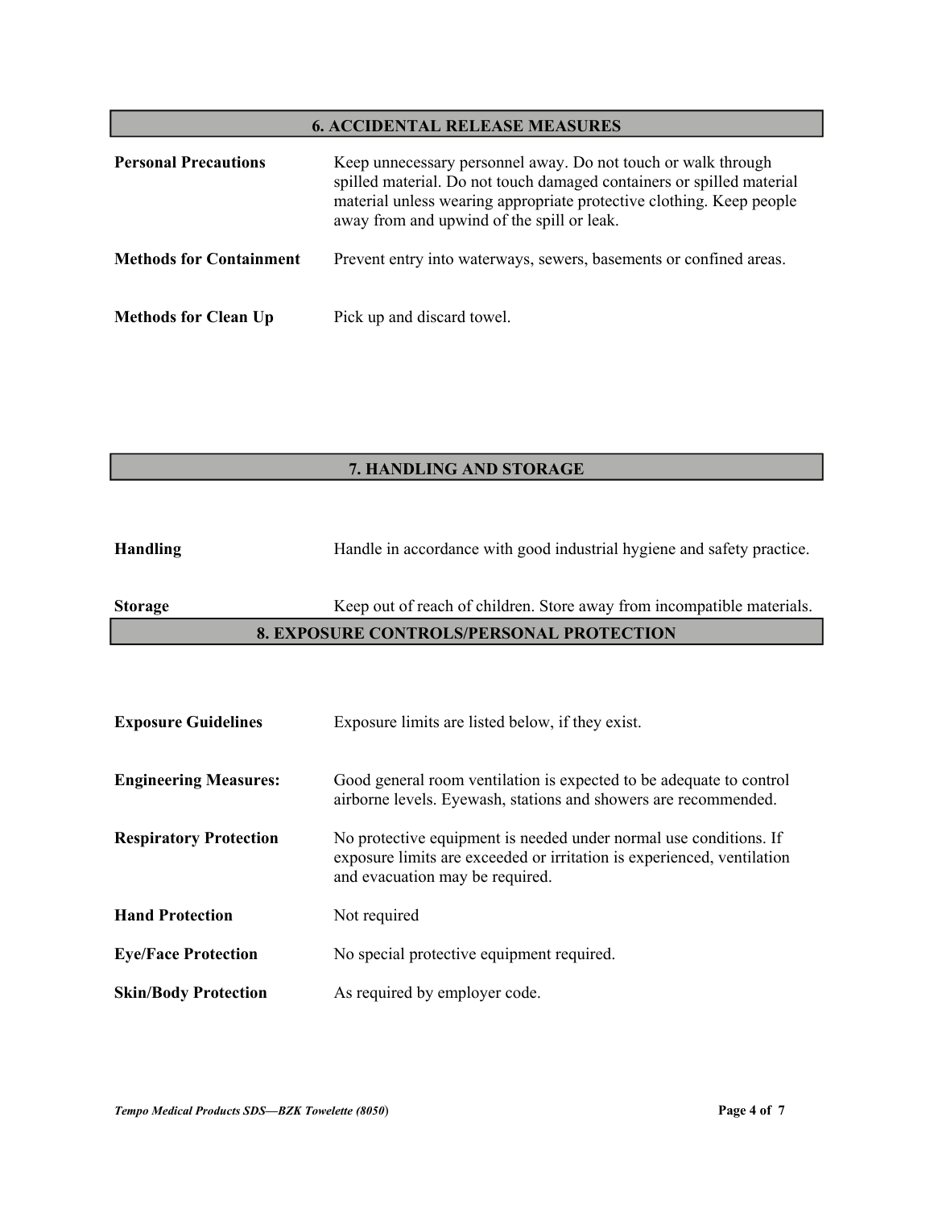## 6. ACCIDENTAL RELEASE MEASURES

**Personal Precautions** Keep unnecessary personnel away. Do not touch or walk through spilled material. Do not touch damaged containers or spilled material material unless wearing appropriate protective clothing. Keep people away from and upwind of the spill or leak.

**Methods for Containment** Prevent entry into waterways, sewers, basements or confined areas.

**Methods for Clean Up** Pick up and discard towel.

## 7. HANDLING AND STORAGE

**Handling** Handle in accordance with good industrial hygiene and safety practice.

**Storage** Keep out of reach of children. Store away from incompatible materials.

## 8. EXPOSURE CONTROLS/PERSONAL PROTECTION

**Exposure Guidelines** Exposure limits are listed below, if they exist.

**Engineering Measures:** Good general room ventilation is expected to be adequate to control airborne levels. Eyewash, stations and showers are recommended.

**Respiratory Protection** No protective equipment is needed under normal use conditions. If exposure limits are exceeded or irritation is experienced, ventilation and evacuation may be required.

**Hand Protection** Not required

**Eye/Face Protection** No special protective equipment required.

**Skin/Body Protection** As required by employer code.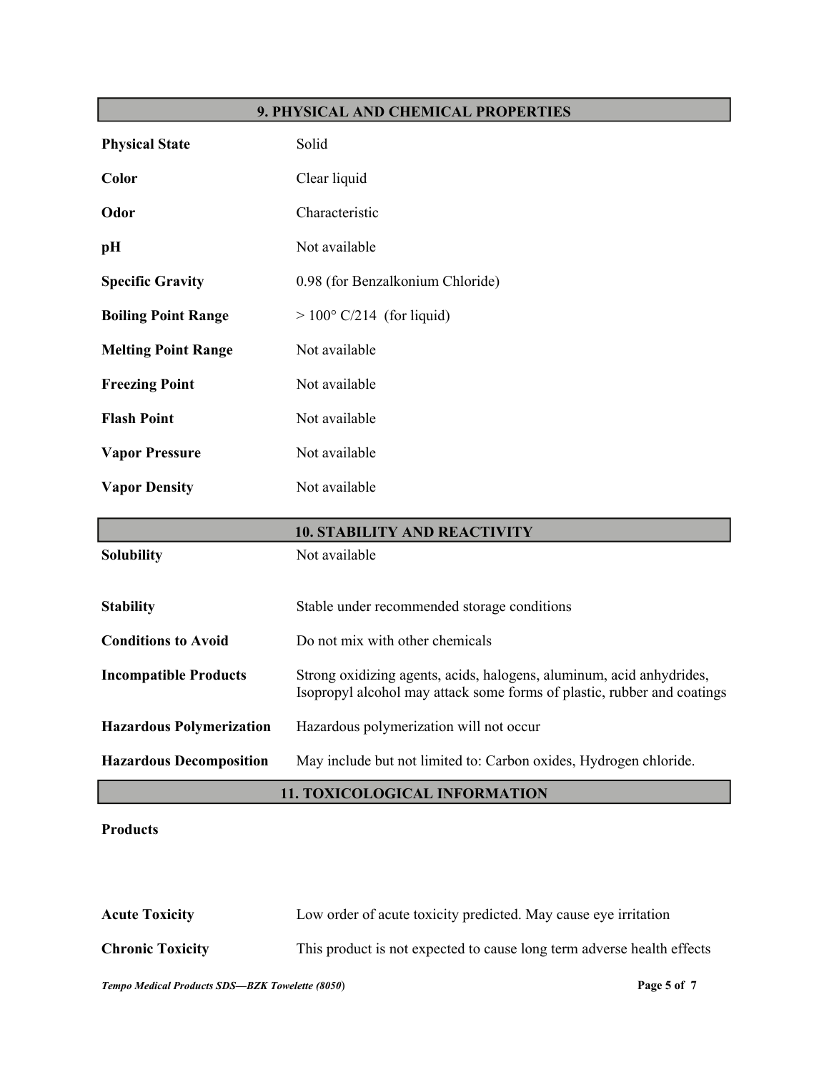## 9. PHYSICAL AND CHEMICAL PROPERTIES

| | |
|---|---|
| **Physical State** | Solid |
| **Color** | Clear liquid |
| **Odor** | Characteristic |
| **pH** | Not available |
| **Specific Gravity** | 0.98 (for Benzalkonium Chloride) |
| **Boiling Point Range** | > 100° C/214 (for liquid) |
| **Melting Point Range** | Not available |
| **Freezing Point** | Not available |
| **Flash Point** | Not available |
| **Vapor Pressure** | Not available |
| **Vapor Density** | Not available |

## 10. STABILITY AND REACTIVITY

| | |
|---|---|
| **Solubility** | Not available |
| **Stability** | Stable under recommended storage conditions |
| **Conditions to Avoid** | Do not mix with other chemicals |
| **Incompatible Products** | Strong oxidizing agents, acids, halogens, aluminum, acid anhydrides, Isopropyl alcohol may attack some forms of plastic, rubber and coatings |
| **Hazardous Polymerization** | Hazardous polymerization will not occur |
| **Hazardous Decomposition** | May include but not limited to: Carbon oxides, Hydrogen chloride. |

## 11. TOXICOLOGICAL INFORMATION

**Products**

| | |
|---|---|
| **Acute Toxicity** | Low order of acute toxicity predicted. May cause eye irritation |
| **Chronic Toxicity** | This product is not expected to cause long term adverse health effects |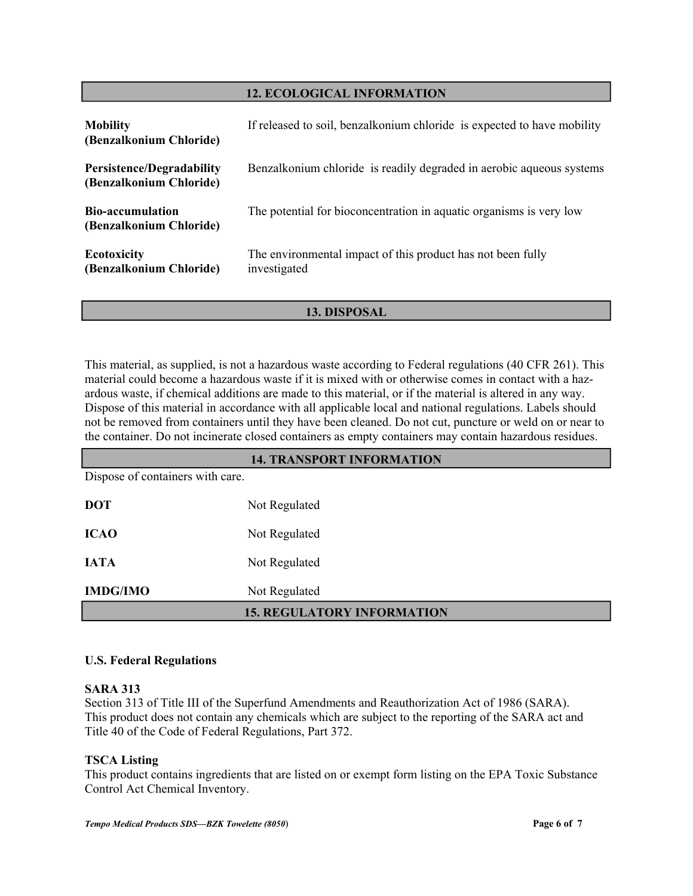## 12. ECOLOGICAL INFORMATION

| | |
|---|---|
| **Mobility (Benzalkonium Chloride)** | If released to soil, benzalkonium chloride is expected to have mobility |
| **Persistence/Degradability (Benzalkonium Chloride)** | Benzalkonium chloride is readily degraded in aerobic aqueous systems |
| **Bio-accumulation (Benzalkonium Chloride)** | The potential for bioconcentration in aquatic organisms is very low |
| **Ecotoxicity (Benzalkonium Chloride)** | The environmental impact of this product has not been fully investigated |

## 13. DISPOSAL

This material, as supplied, is not a hazardous waste according to Federal regulations (40 CFR 261). This material could become a hazardous waste if it is mixed with or otherwise comes in contact with a hazardous waste, if chemical additions are made to this material, or if the material is altered in any way. Dispose of this material in accordance with all applicable local and national regulations. Labels should not be removed from containers until they have been cleaned. Do not cut, puncture or weld on or near to the container. Do not incinerate closed containers as empty containers may contain hazardous residues.

## 14. TRANSPORT INFORMATION

Dispose of containers with care.

| | |
|---|---|
| **DOT** | Not Regulated |
| **ICAO** | Not Regulated |
| **IATA** | Not Regulated |
| **IMDG/IMO** | Not Regulated |

## 15. REGULATORY INFORMATION

**U.S. Federal Regulations**

**SARA 313**

Section 313 of Title III of the Superfund Amendments and Reauthorization Act of 1986 (SARA). This product does not contain any chemicals which are subject to the reporting of the SARA act and Title 40 of the Code of Federal Regulations, Part 372.

**TSCA Listing**

This product contains ingredients that are listed on or exempt form listing on the EPA Toxic Substance Control Act Chemical Inventory.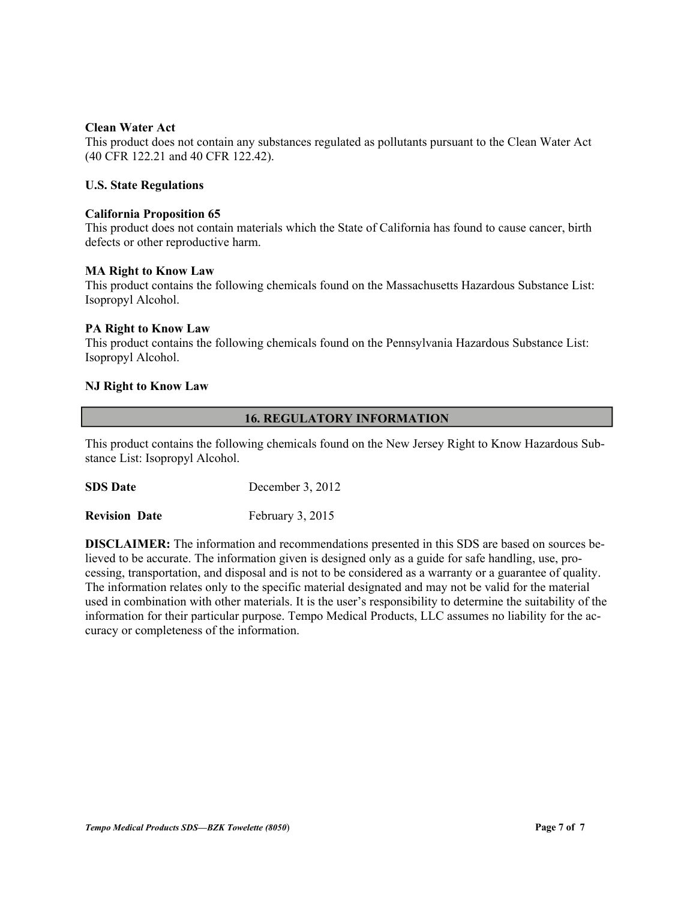**Clean Water Act**

This product does not contain any substances regulated as pollutants pursuant to the Clean Water Act (40 CFR 122.21 and 40 CFR 122.42).

**U.S. State Regulations**

**California Proposition 65**

This product does not contain materials which the State of California has found to cause cancer, birth defects or other reproductive harm.

**MA Right to Know Law**

This product contains the following chemicals found on the Massachusetts Hazardous Substance List: Isopropyl Alcohol.

**PA Right to Know Law**

This product contains the following chemicals found on the Pennsylvania Hazardous Substance List: Isopropyl Alcohol.

**NJ Right to Know Law**

## 16. REGULATORY INFORMATION

This product contains the following chemicals found on the New Jersey Right to Know Hazardous Substance List: Isopropyl Alcohol.

**SDS Date** December 3, 2012

**Revision Date** February 3, 2015

**DISCLAIMER:** The information and recommendations presented in this SDS are based on sources believed to be accurate. The information given is designed only as a guide for safe handling, use, processing, transportation, and disposal and is not to be considered as a warranty or a guarantee of quality. The information relates only to the specific material designated and may not be valid for the material used in combination with other materials. It is the user's responsibility to determine the suitability of the information for their particular purpose. Tempo Medical Products, LLC assumes no liability for the accuracy or completeness of the information.